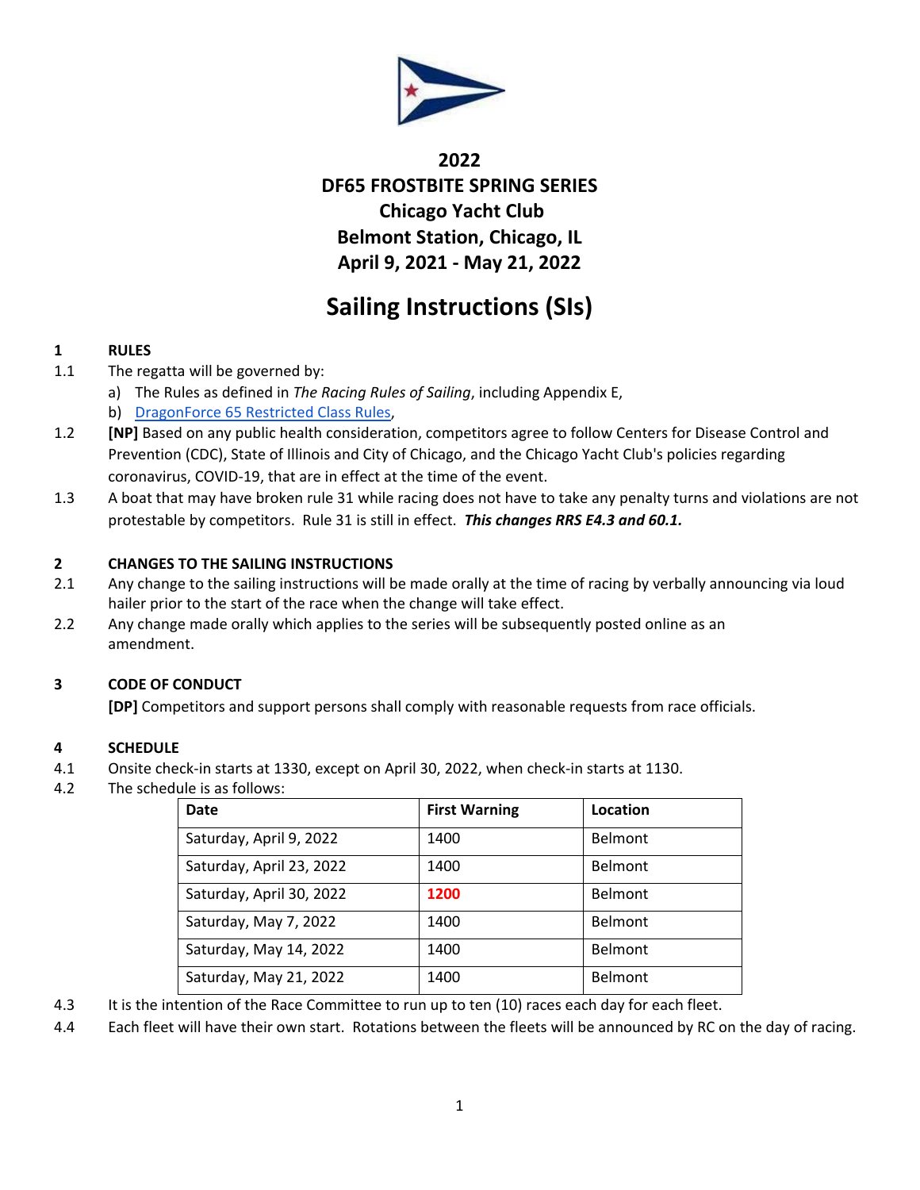# 2022
# DF65 FROSTBITE SPRING SERIES
# Chicago Yacht Club
# Belmont Station, Chicago, IL
# April 9, 2021 - May 21, 2022

# Sailing Instructions (SIs)

## 1 RULES

1.1 The regatta will be governed by:

a) The Rules as defined in *The Racing Rules of Sailing*, including Appendix E,

b) DragonForce 65 Restricted Class Rules,

1.2 **[NP]** Based on any public health consideration, competitors agree to follow Centers for Disease Control and Prevention (CDC), State of Illinois and City of Chicago, and the Chicago Yacht Club's policies regarding coronavirus, COVID-19, that are in effect at the time of the event.

1.3 A boat that may have broken rule 31 while racing does not have to take any penalty turns and violations are not protestable by competitors. Rule 31 is still in effect. ***This changes RRS E4.3 and 60.1.***

## 2 CHANGES TO THE SAILING INSTRUCTIONS

2.1 Any change to the sailing instructions will be made orally at the time of racing by verbally announcing via loud hailer prior to the start of the race when the change will take effect.

2.2 Any change made orally which applies to the series will be subsequently posted online as an amendment.

## 3 CODE OF CONDUCT

**[DP]** Competitors and support persons shall comply with reasonable requests from race officials.

## 4 SCHEDULE

4.1 Onsite check-in starts at 1330, except on April 30, 2022, when check-in starts at 1130.

4.2 The schedule is as follows:

| Date | First Warning | Location |
|---|---|---|
| Saturday, April 9, 2022 | 1400 | Belmont |
| Saturday, April 23, 2022 | 1400 | Belmont |
| Saturday, April 30, 2022 | **1200** | Belmont |
| Saturday, May 7, 2022 | 1400 | Belmont |
| Saturday, May 14, 2022 | 1400 | Belmont |
| Saturday, May 21, 2022 | 1400 | Belmont |

4.3 It is the intention of the Race Committee to run up to ten (10) races each day for each fleet.

4.4 Each fleet will have their own start. Rotations between the fleets will be announced by RC on the day of racing.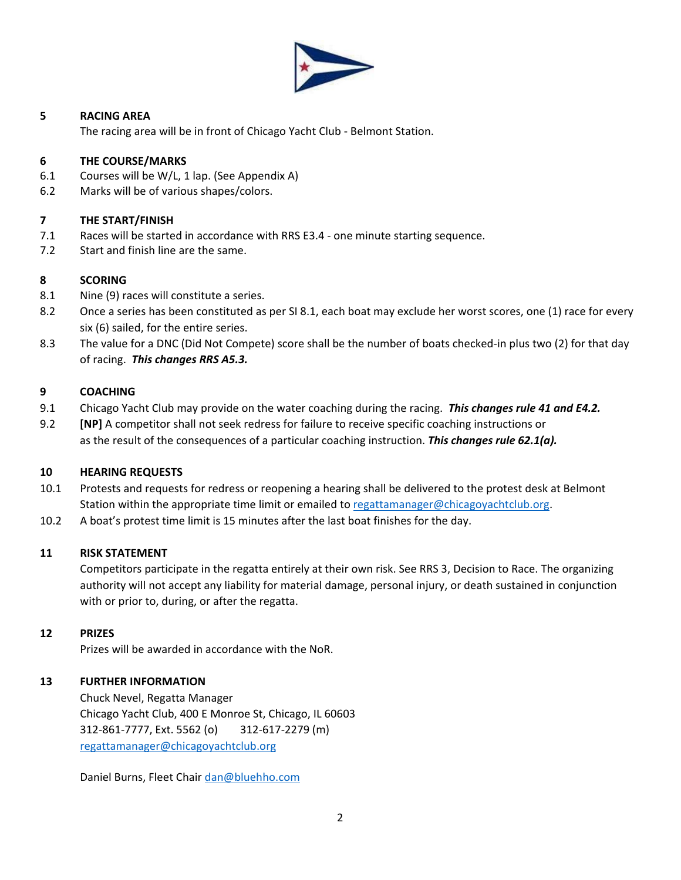## 5 RACING AREA

The racing area will be in front of Chicago Yacht Club - Belmont Station.

## 6 THE COURSE/MARKS

6.1 Courses will be W/L, 1 lap. (See Appendix A)

6.2 Marks will be of various shapes/colors.

## 7 THE START/FINISH

7.1 Races will be started in accordance with RRS E3.4 - one minute starting sequence.

7.2 Start and finish line are the same.

## 8 SCORING

8.1 Nine (9) races will constitute a series.

8.2 Once a series has been constituted as per SI 8.1, each boat may exclude her worst scores, one (1) race for every six (6) sailed, for the entire series.

8.3 The value for a DNC (Did Not Compete) score shall be the number of boats checked-in plus two (2) for that day of racing. ***This changes RRS A5.3.***

## 9 COACHING

9.1 Chicago Yacht Club may provide on the water coaching during the racing. ***This changes rule 41 and E4.2.***

9.2 **[NP]** A competitor shall not seek redress for failure to receive specific coaching instructions or as the result of the consequences of a particular coaching instruction. ***This changes rule 62.1(a).***

## 10 HEARING REQUESTS

10.1 Protests and requests for redress or reopening a hearing shall be delivered to the protest desk at Belmont Station within the appropriate time limit or emailed to regattamanager@chicagoyachtclub.org.

10.2 A boat's protest time limit is 15 minutes after the last boat finishes for the day.

## 11 RISK STATEMENT

Competitors participate in the regatta entirely at their own risk. See RRS 3, Decision to Race. The organizing authority will not accept any liability for material damage, personal injury, or death sustained in conjunction with or prior to, during, or after the regatta.

## 12 PRIZES

Prizes will be awarded in accordance with the NoR.

## 13 FURTHER INFORMATION

Chuck Nevel, Regatta Manager
Chicago Yacht Club, 400 E Monroe St, Chicago, IL 60603
312-861-7777, Ext. 5562 (o) 312-617-2279 (m)
regattamanager@chicagoyachtclub.org

Daniel Burns, Fleet Chair dan@bluehho.com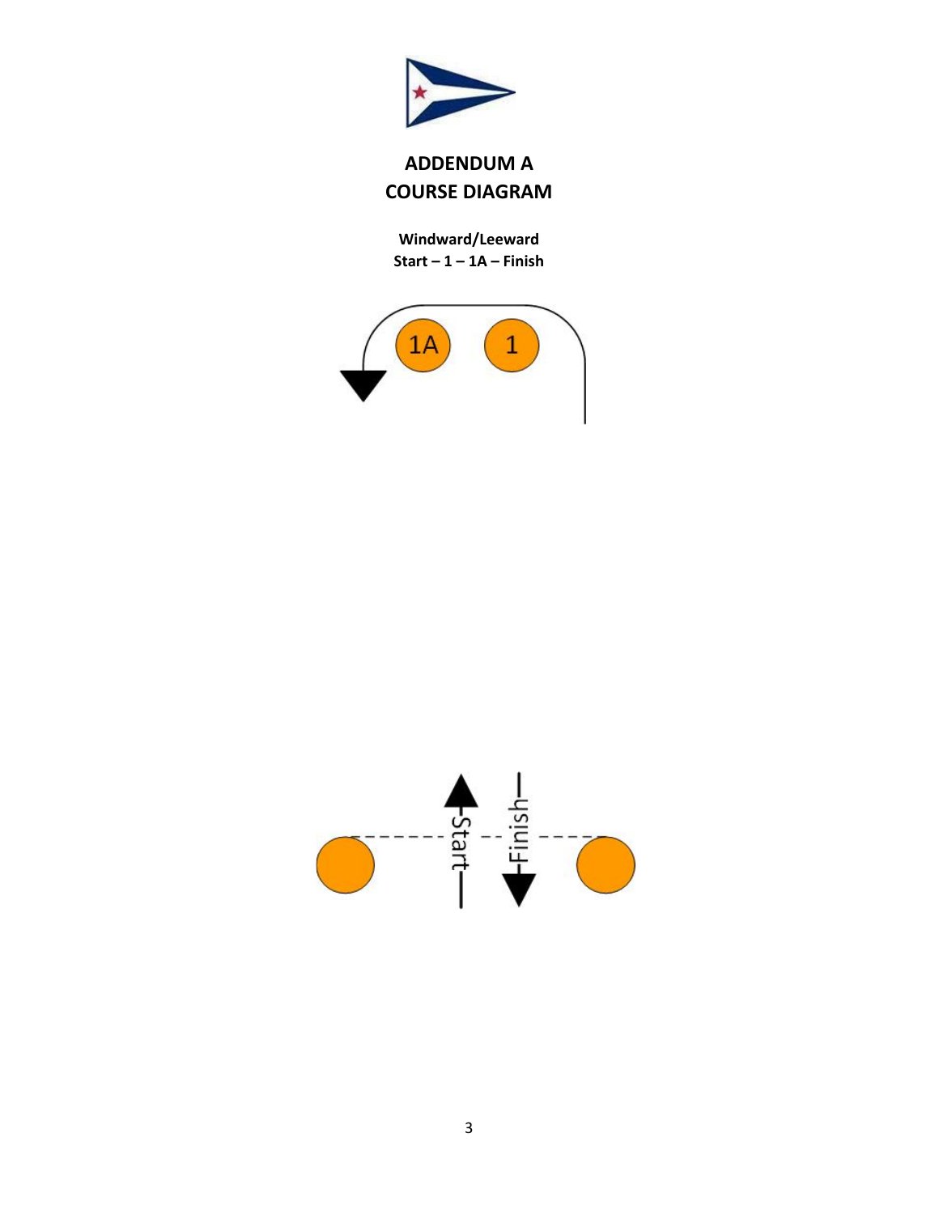# ADDENDUM A
# COURSE DIAGRAM

**Windward/Leeward**
**Start – 1 – 1A – Finish**

1A 1

Start Finish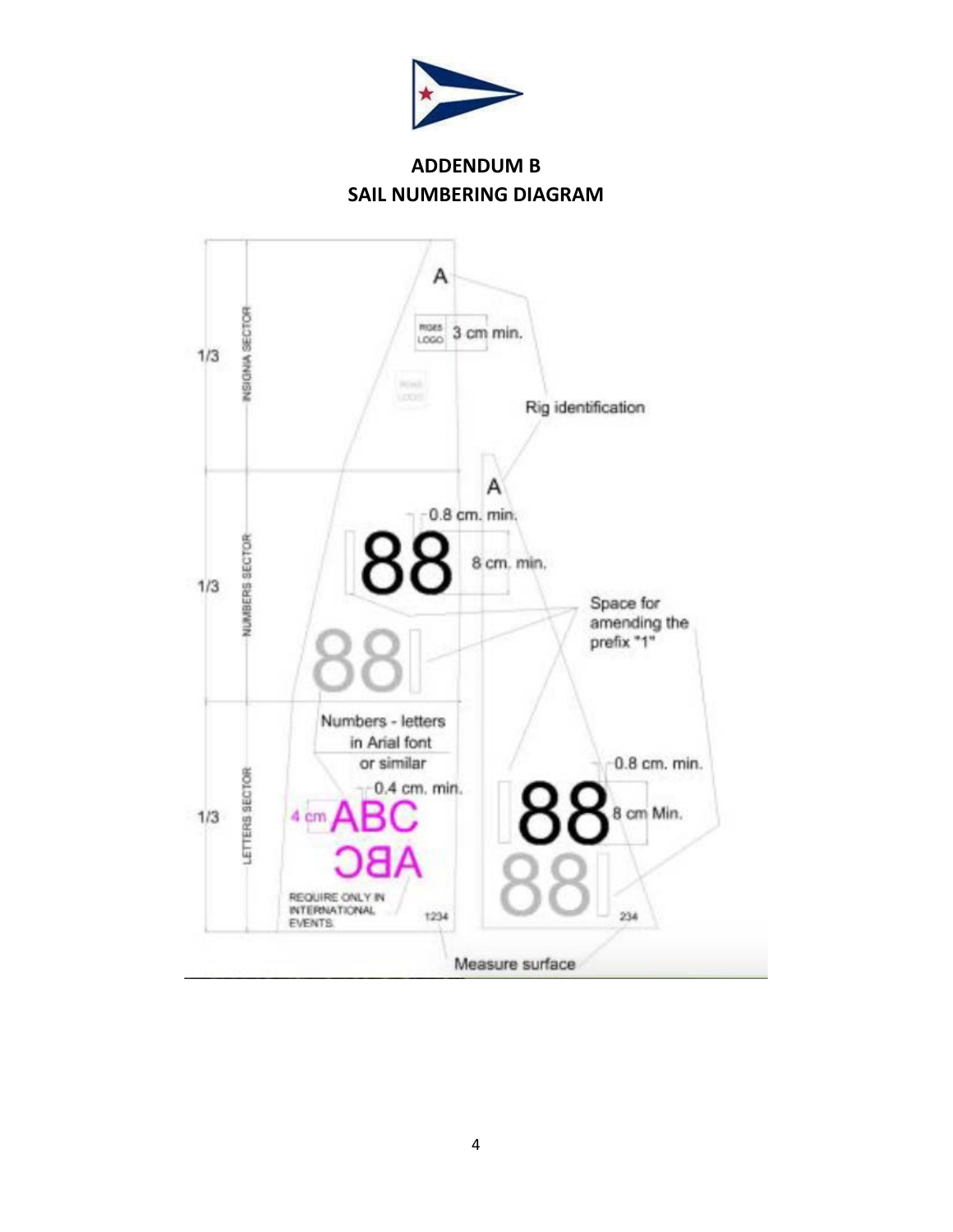## ADDENDUM B
## SAIL NUMBERING DIAGRAM

1/3

INSIGNIA SECTOR

A

RG65 LOGO

3 cm min.

Rig identification

1/3

NUMBERS SECTOR

A

0.8 cm. min.

88

8 cm. min.

Space for amending the prefix "1"

88

1/3

LETTERS SECTOR

Numbers - letters in Arial font or similar

0.4 cm. min.

4 cm ABC

ABC

REQUIRE ONLY IN INTERNATIONAL EVENTS.

1234

0.8 cm. min.

88

8 cm Min.

88

234

Measure surface